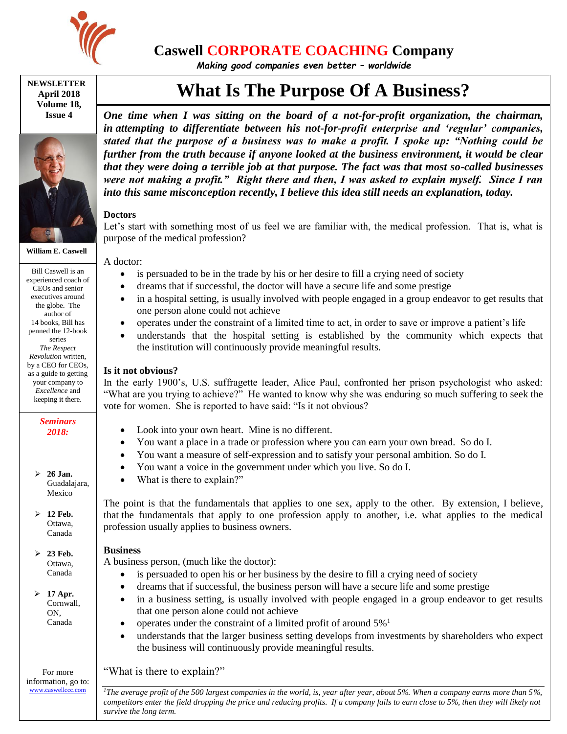# Caswell CORPORATE COACHING Company

*Making good companies even better – worldwide*

**NEWSLETTER**
**April 2018**
**Volume 18, Issue 4**

**William E. Caswell**

Bill Caswell is an experienced coach of CEOs and senior executives around the globe. The author of 14 books, Bill has penned the 12-book series *The Respect Revolution* written, by a CEO for CEOs, as a guide to getting your company to *Excellence* and keeping it there.

***Seminars 2018:***

- **26 Jan.** Guadalajara, Mexico
- **12 Feb.** Ottawa, Canada
- **23 Feb.** Ottawa, Canada
- **17 Apr.** Cornwall, ON, Canada

For more information, go to: www.caswellccc.com

## What Is The Purpose Of A Business?

***One time when I was sitting on the board of a not-for-profit organization, the chairman, in attempting to differentiate between his not-for-profit enterprise and 'regular' companies, stated that the purpose of a business was to make a profit. I spoke up: "Nothing could be further from the truth because if anyone looked at the business environment, it would be clear that they were doing a terrible job at that purpose. The fact was that most so-called businesses were not making a profit." Right there and then, I was asked to explain myself. Since I ran into this same misconception recently, I believe this idea still needs an explanation, today.***

### Doctors

Let's start with something most of us feel we are familiar with, the medical profession. That is, what is purpose of the medical profession?

A doctor:

- is persuaded to be in the trade by his or her desire to fill a crying need of society
- dreams that if successful, the doctor will have a secure life and some prestige
- in a hospital setting, is usually involved with people engaged in a group endeavor to get results that one person alone could not achieve
- operates under the constraint of a limited time to act, in order to save or improve a patient's life
- understands that the hospital setting is established by the community which expects that the institution will continuously provide meaningful results.

### Is it not obvious?

In the early 1900's, U.S. suffragette leader, Alice Paul, confronted her prison psychologist who asked: "What are you trying to achieve?" He wanted to know why she was enduring so much suffering to seek the vote for women. She is reported to have said: "Is it not obvious?

- Look into your own heart. Mine is no different.
- You want a place in a trade or profession where you can earn your own bread. So do I.
- You want a measure of self-expression and to satisfy your personal ambition. So do I.
- You want a voice in the government under which you live. So do I.
- What is there to explain?"

The point is that the fundamentals that applies to one sex, apply to the other. By extension, I believe, that the fundamentals that apply to one profession apply to another, i.e. what applies to the medical profession usually applies to business owners.

### Business

A business person, (much like the doctor):

- is persuaded to open his or her business by the desire to fill a crying need of society
- dreams that if successful, the business person will have a secure life and some prestige
- in a business setting, is usually involved with people engaged in a group endeavor to get results that one person alone could not achieve
- operates under the constraint of a limited profit of around 5%[1]
- understands that the larger business setting develops from investments by shareholders who expect the business will continuously provide meaningful results.

"What is there to explain?"

[1] *The average profit of the 500 largest companies in the world, is, year after year, about 5%. When a company earns more than 5%, competitors enter the field dropping the price and reducing profits. If a company fails to earn close to 5%, then they will likely not survive the long term.*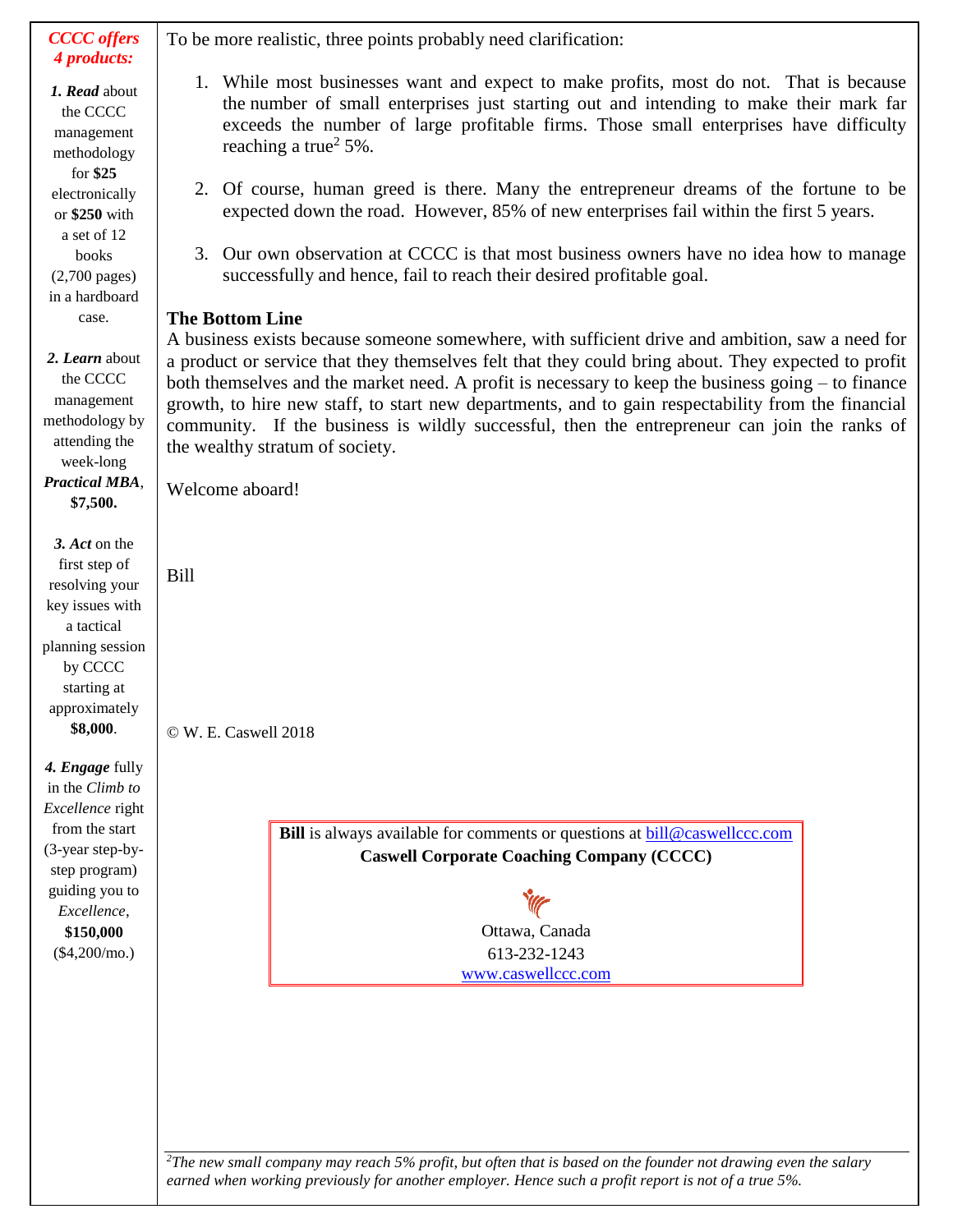To be more realistic, three points probably need clarification:

1. While most businesses want and expect to make profits, most do not. That is because the number of small enterprises just starting out and intending to make their mark far exceeds the number of large profitable firms. Those small enterprises have difficulty reaching a true[2] 5%.

2. Of course, human greed is there. Many the entrepreneur dreams of the fortune to be expected down the road. However, 85% of new enterprises fail within the first 5 years.

3. Our own observation at CCCC is that most business owners have no idea how to manage successfully and hence, fail to reach their desired profitable goal.

**The Bottom Line**

A business exists because someone somewhere, with sufficient drive and ambition, saw a need for a product or service that they themselves felt that they could bring about. They expected to profit both themselves and the market need. A profit is necessary to keep the business going – to finance growth, to hire new staff, to start new departments, and to gain respectability from the financial community. If the business is wildly successful, then the entrepreneur can join the ranks of the wealthy stratum of society.

Welcome aboard!

Bill

© W. E. Caswell 2018

**Bill** is always available for comments or questions at bill@caswellccc.com

**Caswell Corporate Coaching Company (CCCC)**

Ottawa, Canada

613-232-1243

www.caswellccc.com

*CCCC offers 4 products:*

***1. Read*** about the CCCC management methodology for **$25** electronically or **$250** with a set of 12 books (2,700 pages) in a hardboard case.

***2. Learn*** about the CCCC management methodology by attending the week-long ***Practical MBA***, **$7,500.**

***3. Act*** on the first step of resolving your key issues with a tactical planning session by CCCC starting at approximately **$8,000**.

***4. Engage*** fully in the *Climb to Excellence* right from the start (3-year step-by-step program) guiding you to *Excellence*, **$150,000** ($4,200/mo.)

---

[2] *The new small company may reach 5% profit, but often that is based on the founder not drawing even the salary earned when working previously for another employer. Hence such a profit report is not of a true 5%.*